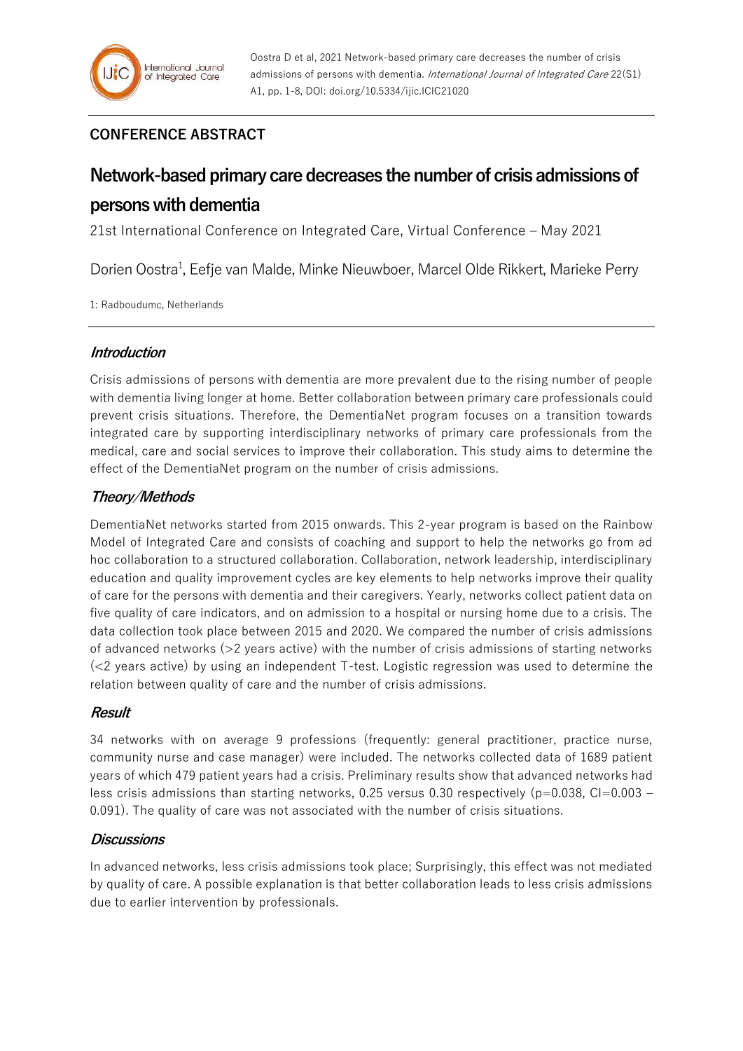Oostra D et al, 2021 Network-based primary care decreases the number of crisis admissions of persons with dementia. *International Journal of Integrated Care* 22(S1) A1, pp. 1-8, DOI: doi.org/10.5334/ijic.ICIC21020

**CONFERENCE ABSTRACT**

# Network-based primary care decreases the number of crisis admissions of persons with dementia

21st International Conference on Integrated Care, Virtual Conference – May 2021

Dorien Oostra[1], Eefje van Malde, Minke Nieuwboer, Marcel Olde Rikkert, Marieke Perry

1: Radboudumc, Netherlands

## *Introduction*

Crisis admissions of persons with dementia are more prevalent due to the rising number of people with dementia living longer at home. Better collaboration between primary care professionals could prevent crisis situations. Therefore, the DementiaNet program focuses on a transition towards integrated care by supporting interdisciplinary networks of primary care professionals from the medical, care and social services to improve their collaboration. This study aims to determine the effect of the DementiaNet program on the number of crisis admissions.

## *Theory/Methods*

DementiaNet networks started from 2015 onwards. This 2-year program is based on the Rainbow Model of Integrated Care and consists of coaching and support to help the networks go from ad hoc collaboration to a structured collaboration. Collaboration, network leadership, interdisciplinary education and quality improvement cycles are key elements to help networks improve their quality of care for the persons with dementia and their caregivers. Yearly, networks collect patient data on five quality of care indicators, and on admission to a hospital or nursing home due to a crisis. The data collection took place between 2015 and 2020. We compared the number of crisis admissions of advanced networks (>2 years active) with the number of crisis admissions of starting networks (<2 years active) by using an independent T-test. Logistic regression was used to determine the relation between quality of care and the number of crisis admissions.

## *Result*

34 networks with on average 9 professions (frequently: general practitioner, practice nurse, community nurse and case manager) were included. The networks collected data of 1689 patient years of which 479 patient years had a crisis. Preliminary results show that advanced networks had less crisis admissions than starting networks, 0.25 versus 0.30 respectively ($p=0.038$, CI=0.003 – 0.091). The quality of care was not associated with the number of crisis situations.

## *Discussions*

In advanced networks, less crisis admissions took place; Surprisingly, this effect was not mediated by quality of care. A possible explanation is that better collaboration leads to less crisis admissions due to earlier intervention by professionals.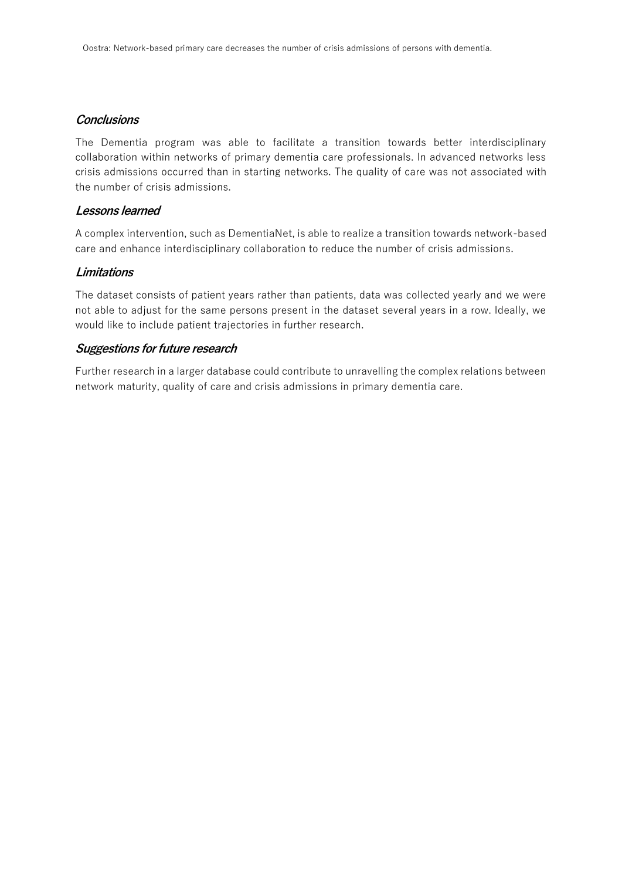### *Conclusions*

The Dementia program was able to facilitate a transition towards better interdisciplinary collaboration within networks of primary dementia care professionals. In advanced networks less crisis admissions occurred than in starting networks. The quality of care was not associated with the number of crisis admissions.

### *Lessons learned*

A complex intervention, such as DementiaNet, is able to realize a transition towards network-based care and enhance interdisciplinary collaboration to reduce the number of crisis admissions.

### *Limitations*

The dataset consists of patient years rather than patients, data was collected yearly and we were not able to adjust for the same persons present in the dataset several years in a row. Ideally, we would like to include patient trajectories in further research.

### *Suggestions for future research*

Further research in a larger database could contribute to unravelling the complex relations between network maturity, quality of care and crisis admissions in primary dementia care.